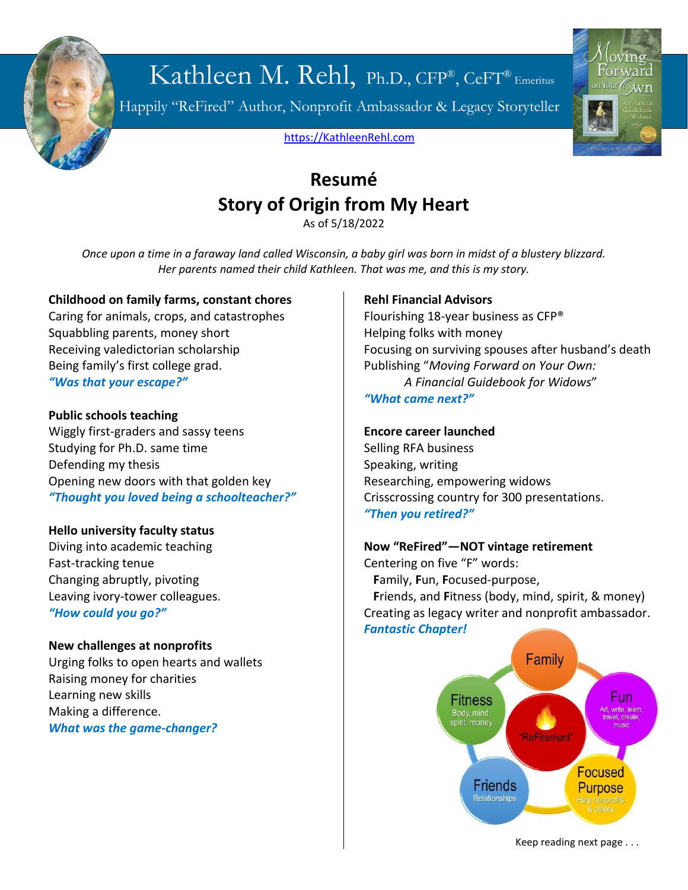# Kathleen M. Rehl, Ph.D., CFP®, CeFT® Emeritus

Happily "ReFired" Author, Nonprofit Ambassador & Legacy Storyteller

https://KathleenRehl.com

## Resumé
## Story of Origin from My Heart

As of 5/18/2022

*Once upon a time in a faraway land called Wisconsin, a baby girl was born in midst of a blustery blizzard. Her parents named their child Kathleen. That was me, and this is my story.*

**Childhood on family farms, constant chores**
Caring for animals, crops, and catastrophes
Squabbling parents, money short
Receiving valedictorian scholarship
Being family's first college grad.
***"Was that your escape?"***

**Public schools teaching**
Wiggly first-graders and sassy teens
Studying for Ph.D. same time
Defending my thesis
Opening new doors with that golden key
***"Thought you loved being a schoolteacher?"***

**Hello university faculty status**
Diving into academic teaching
Fast-tracking tenue
Changing abruptly, pivoting
Leaving ivory-tower colleagues.
***"How could you go?"***

**New challenges at nonprofits**
Urging folks to open hearts and wallets
Raising money for charities
Learning new skills
Making a difference.
***What was the game-changer?***

**Rehl Financial Advisors**
Flourishing 18-year business as CFP®
Helping folks with money
Focusing on surviving spouses after husband's death
Publishing "*Moving Forward on Your Own: A Financial Guidebook for Widows*"
***"What came next?"***

**Encore career launched**
Selling RFA business
Speaking, writing
Researching, empowering widows
Crisscrossing country for 300 presentations.
***"Then you retired?"***

**Now "ReFired"—NOT vintage retirement**
Centering on five "F" words:
**F**amily, **F**un, **F**ocused-purpose,
**F**riends, and **F**itness (body, mind, spirit, & money)
Creating as legacy writer and nonprofit ambassador.
***Fantastic Chapter!***

Keep reading next page . . .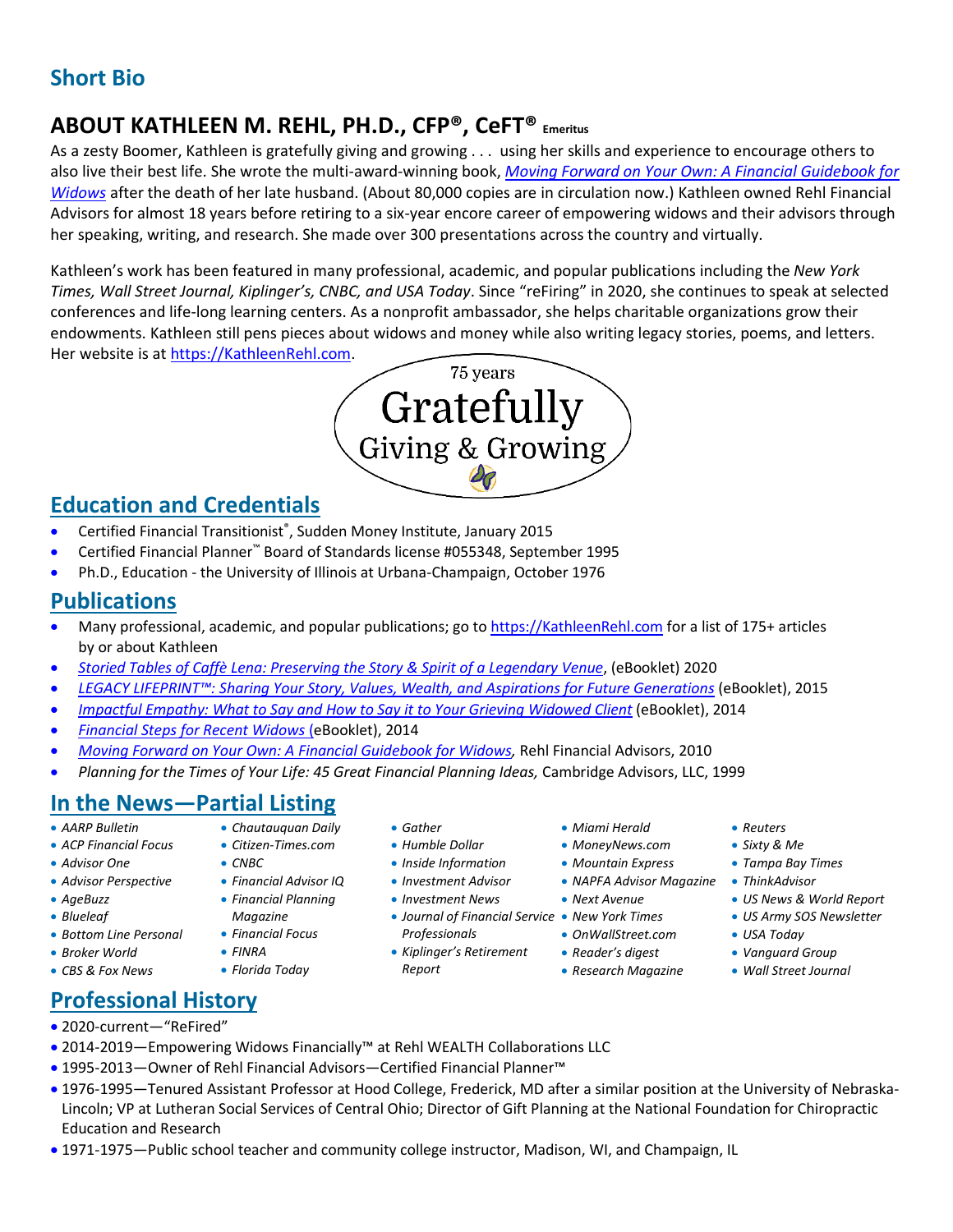## Short Bio

## ABOUT KATHLEEN M. REHL, PH.D., CFP®, CeFT® Emeritus

As a zesty Boomer, Kathleen is gratefully giving and growing . . . using her skills and experience to encourage others to also live their best life. She wrote the multi-award-winning book, *Moving Forward on Your Own: A Financial Guidebook for Widows* after the death of her late husband. (About 80,000 copies are in circulation now.) Kathleen owned Rehl Financial Advisors for almost 18 years before retiring to a six-year encore career of empowering widows and their advisors through her speaking, writing, and research. She made over 300 presentations across the country and virtually.

Kathleen's work has been featured in many professional, academic, and popular publications including the *New York Times, Wall Street Journal, Kiplinger's, CNBC, and USA Today*. Since "reFiring" in 2020, she continues to speak at selected conferences and life-long learning centers. As a nonprofit ambassador, she helps charitable organizations grow their endowments. Kathleen still pens pieces about widows and money while also writing legacy stories, poems, and letters. Her website is at https://KathleenRehl.com.

75 years
Gratefully
Giving & Growing

## Education and Credentials

- Certified Financial Transitionist®, Sudden Money Institute, January 2015
- Certified Financial Planner™ Board of Standards license #055348, September 1995
- Ph.D., Education - the University of Illinois at Urbana-Champaign, October 1976

## Publications

- Many professional, academic, and popular publications; go to https://KathleenRehl.com for a list of 175+ articles by or about Kathleen
- *Storied Tables of Caffè Lena: Preserving the Story & Spirit of a Legendary Venue*, (eBooklet) 2020
- *LEGACY LIFEPRINT™: Sharing Your Story, Values, Wealth, and Aspirations for Future Generations* (eBooklet), 2015
- *Impactful Empathy: What to Say and How to Say it to Your Grieving Widowed Client* (eBooklet), 2014
- *Financial Steps for Recent Widows* (eBooklet), 2014
- *Moving Forward on Your Own: A Financial Guidebook for Widows*, Rehl Financial Advisors, 2010
- *Planning for the Times of Your Life: 45 Great Financial Planning Ideas,* Cambridge Advisors, LLC, 1999

## In the News—Partial Listing

- *AARP Bulletin*
- *ACP Financial Focus*
- *Advisor One*
- *Advisor Perspective*
- *AgeBuzz*
- *Blueleaf*
- *Bottom Line Personal*
- *Broker World*
- *CBS & Fox News*
- *Chautauquan Daily*
- *Citizen-Times.com*
- *CNBC*
- *Financial Advisor IQ*
- *Financial Planning Magazine*
- *Financial Focus*
- *FINRA*
- *Florida Today*
- *Gather*
- *Humble Dollar*
- *Inside Information*
- *Investment Advisor*
- *Investment News*
- *Journal of Financial Service Professionals*
- *Kiplinger's Retirement Report*
- *Miami Herald*
- *MoneyNews.com*
- *Mountain Express*
- *NAPFA Advisor Magazine*
- *Next Avenue*
- *New York Times*
- *OnWallStreet.com*
- *Reader's digest*
- *Research Magazine*
- *Reuters*
- *Sixty & Me*
- *Tampa Bay Times*
- *ThinkAdvisor*
- *US News & World Report*
- *US Army SOS Newsletter*
- *USA Today*
- *Vanguard Group*
- *Wall Street Journal*

## Professional History

- 2020-current—"ReFired"
- 2014-2019—Empowering Widows Financially™ at Rehl WEALTH Collaborations LLC
- 1995-2013—Owner of Rehl Financial Advisors—Certified Financial Planner™
- 1976-1995—Tenured Assistant Professor at Hood College, Frederick, MD after a similar position at the University of Nebraska-Lincoln; VP at Lutheran Social Services of Central Ohio; Director of Gift Planning at the National Foundation for Chiropractic Education and Research
- 1971-1975—Public school teacher and community college instructor, Madison, WI, and Champaign, IL